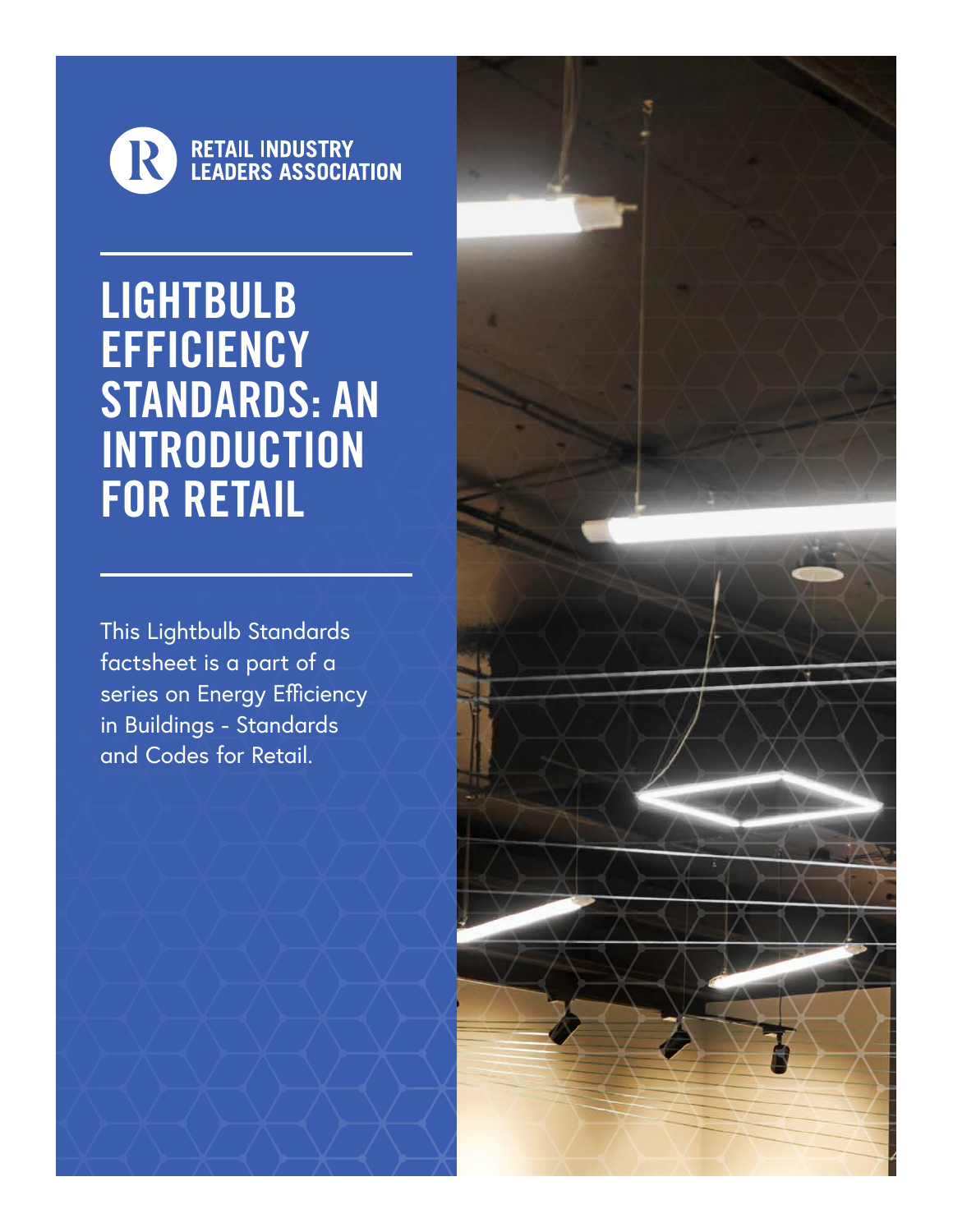RETAIL INDUSTRY LEADERS ASSOCIATION

# LIGHTBULB EFFICIENCY STANDARDS: AN INTRODUCTION FOR RETAIL

This Lightbulb Standards factsheet is a part of a series on Energy Efficiency in Buildings - Standards and Codes for Retail.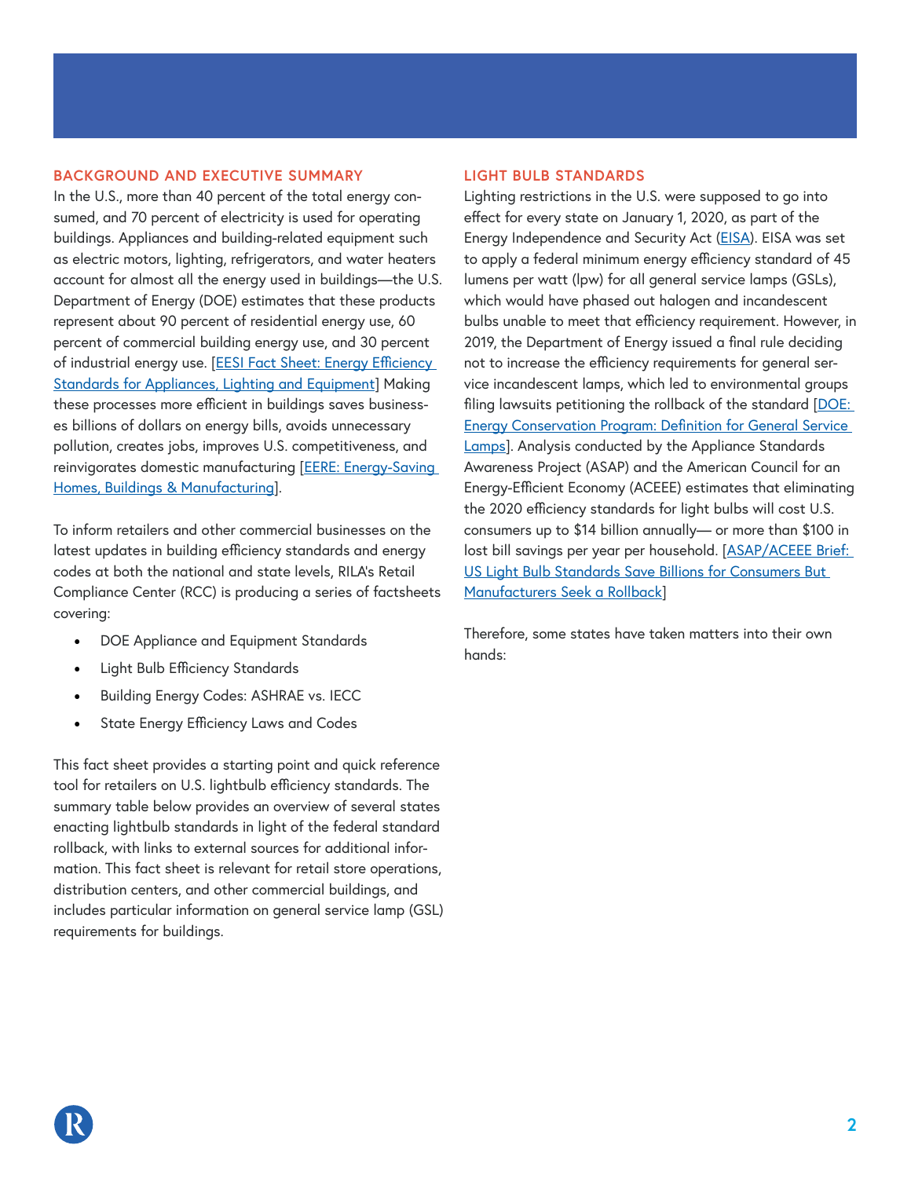## BACKGROUND AND EXECUTIVE SUMMARY

In the U.S., more than 40 percent of the total energy consumed, and 70 percent of electricity is used for operating buildings. Appliances and building-related equipment such as electric motors, lighting, refrigerators, and water heaters account for almost all the energy used in buildings—the U.S. Department of Energy (DOE) estimates that these products represent about 90 percent of residential energy use, 60 percent of commercial building energy use, and 30 percent of industrial energy use. [EESI Fact Sheet: Energy Efficiency Standards for Appliances, Lighting and Equipment] Making these processes more efficient in buildings saves businesses billions of dollars on energy bills, avoids unnecessary pollution, creates jobs, improves U.S. competitiveness, and reinvigorates domestic manufacturing [EERE: Energy-Saving Homes, Buildings & Manufacturing].

To inform retailers and other commercial businesses on the latest updates in building efficiency standards and energy codes at both the national and state levels, RILA's Retail Compliance Center (RCC) is producing a series of factsheets covering:

- DOE Appliance and Equipment Standards
- Light Bulb Efficiency Standards
- Building Energy Codes: ASHRAE vs. IECC
- State Energy Efficiency Laws and Codes

This fact sheet provides a starting point and quick reference tool for retailers on U.S. lightbulb efficiency standards. The summary table below provides an overview of several states enacting lightbulb standards in light of the federal standard rollback, with links to external sources for additional information. This fact sheet is relevant for retail store operations, distribution centers, and other commercial buildings, and includes particular information on general service lamp (GSL) requirements for buildings.

## LIGHT BULB STANDARDS

Lighting restrictions in the U.S. were supposed to go into effect for every state on January 1, 2020, as part of the Energy Independence and Security Act (EISA). EISA was set to apply a federal minimum energy efficiency standard of 45 lumens per watt (lpw) for all general service lamps (GSLs), which would have phased out halogen and incandescent bulbs unable to meet that efficiency requirement. However, in 2019, the Department of Energy issued a final rule deciding not to increase the efficiency requirements for general service incandescent lamps, which led to environmental groups filing lawsuits petitioning the rollback of the standard [DOE: Energy Conservation Program: Definition for General Service Lamps]. Analysis conducted by the Appliance Standards Awareness Project (ASAP) and the American Council for an Energy-Efficient Economy (ACEEE) estimates that eliminating the 2020 efficiency standards for light bulbs will cost U.S. consumers up to $14 billion annually— or more than $100 in lost bill savings per year per household. [ASAP/ACEEE Brief: US Light Bulb Standards Save Billions for Consumers But Manufacturers Seek a Rollback]

Therefore, some states have taken matters into their own hands: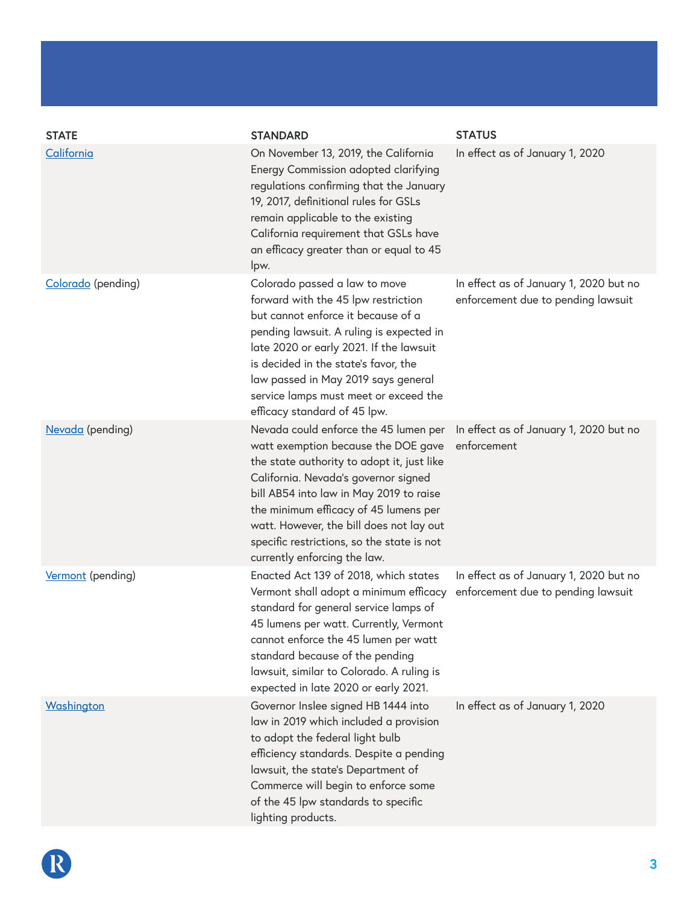| STATE | STANDARD | STATUS |
|---|---|---|
| California | On November 13, 2019, the California Energy Commission adopted clarifying regulations confirming that the January 19, 2017, definitional rules for GSLs remain applicable to the existing California requirement that GSLs have an efficacy greater than or equal to 45 lpw. | In effect as of January 1, 2020 |
| Colorado (pending) | Colorado passed a law to move forward with the 45 lpw restriction but cannot enforce it because of a pending lawsuit. A ruling is expected in late 2020 or early 2021. If the lawsuit is decided in the state's favor, the law passed in May 2019 says general service lamps must meet or exceed the efficacy standard of 45 lpw. | In effect as of January 1, 2020 but no enforcement due to pending lawsuit |
| Nevada (pending) | Nevada could enforce the 45 lumen per watt exemption because the DOE gave the state authority to adopt it, just like California. Nevada's governor signed bill AB54 into law in May 2019 to raise the minimum efficacy of 45 lumens per watt. However, the bill does not lay out specific restrictions, so the state is not currently enforcing the law. | In effect as of January 1, 2020 but no enforcement |
| Vermont (pending) | Enacted Act 139 of 2018, which states Vermont shall adopt a minimum efficacy standard for general service lamps of 45 lumens per watt. Currently, Vermont cannot enforce the 45 lumen per watt standard because of the pending lawsuit, similar to Colorado. A ruling is expected in late 2020 or early 2021. | In effect as of January 1, 2020 but no enforcement due to pending lawsuit |
| Washington | Governor Inslee signed HB 1444 into law in 2019 which included a provision to adopt the federal light bulb efficiency standards. Despite a pending lawsuit, the state's Department of Commerce will begin to enforce some of the 45 lpw standards to specific lighting products. | In effect as of January 1, 2020 |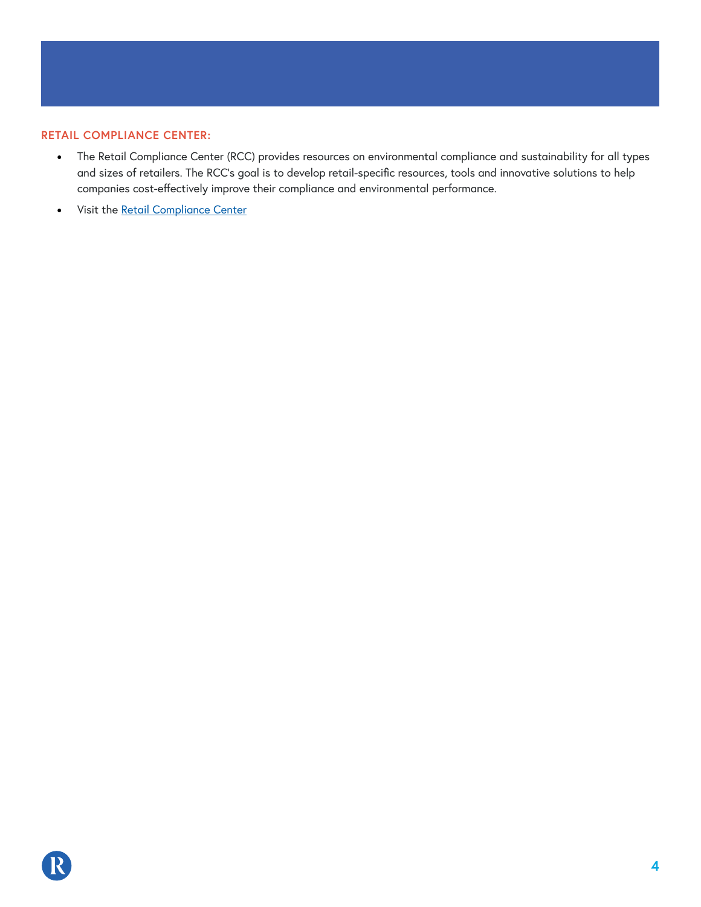### RETAIL COMPLIANCE CENTER:

- The Retail Compliance Center (RCC) provides resources on environmental compliance and sustainability for all types and sizes of retailers. The RCC's goal is to develop retail-specific resources, tools and innovative solutions to help companies cost-effectively improve their compliance and environmental performance.
- Visit the Retail Compliance Center